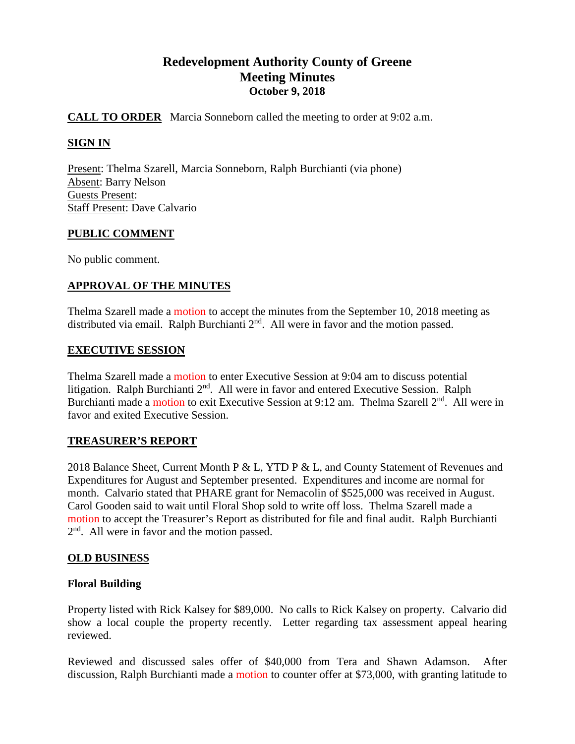# Redevelopment Authority County of Greene
## Meeting Minutes
### October 9, 2018

**CALL TO ORDER** Marcia Sonneborn called the meeting to order at 9:02 a.m.

**SIGN IN**

Present: Thelma Szarell, Marcia Sonneborn, Ralph Burchianti (via phone)
Absent: Barry Nelson
Guests Present:
Staff Present: Dave Calvario

**PUBLIC COMMENT**

No public comment.

**APPROVAL OF THE MINUTES**

Thelma Szarell made a motion to accept the minutes from the September 10, 2018 meeting as distributed via email. Ralph Burchianti 2nd. All were in favor and the motion passed.

**EXECUTIVE SESSION**

Thelma Szarell made a motion to enter Executive Session at 9:04 am to discuss potential litigation. Ralph Burchianti 2nd. All were in favor and entered Executive Session. Ralph Burchianti made a motion to exit Executive Session at 9:12 am. Thelma Szarell 2nd. All were in favor and exited Executive Session.

**TREASURER'S REPORT**

2018 Balance Sheet, Current Month P & L, YTD P & L, and County Statement of Revenues and Expenditures for August and September presented. Expenditures and income are normal for month. Calvario stated that PHARE grant for Nemacolin of $525,000 was received in August. Carol Gooden said to wait until Floral Shop sold to write off loss. Thelma Szarell made a motion to accept the Treasurer's Report as distributed for file and final audit. Ralph Burchianti 2nd. All were in favor and the motion passed.

**OLD BUSINESS**

**Floral Building**

Property listed with Rick Kalsey for $89,000. No calls to Rick Kalsey on property. Calvario did show a local couple the property recently. Letter regarding tax assessment appeal hearing reviewed.

Reviewed and discussed sales offer of $40,000 from Tera and Shawn Adamson. After discussion, Ralph Burchianti made a motion to counter offer at $73,000, with granting latitude to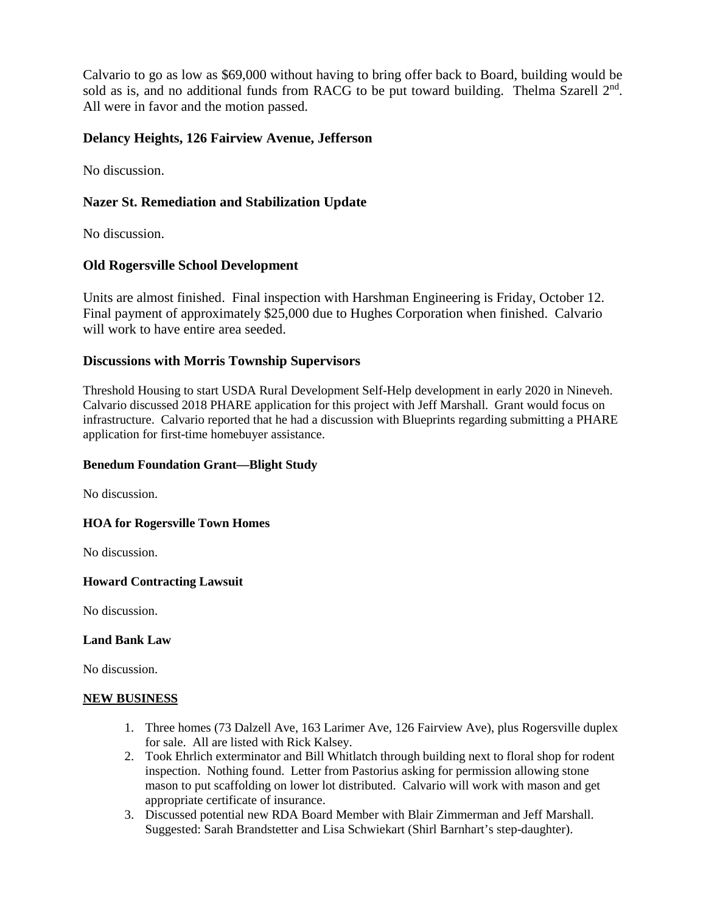Calvario to go as low as $69,000 without having to bring offer back to Board, building would be sold as is, and no additional funds from RACG to be put toward building. Thelma Szarell 2nd. All were in favor and the motion passed.

### Delancy Heights, 126 Fairview Avenue, Jefferson

No discussion.

### Nazer St. Remediation and Stabilization Update

No discussion.

### Old Rogersville School Development

Units are almost finished. Final inspection with Harshman Engineering is Friday, October 12. Final payment of approximately $25,000 due to Hughes Corporation when finished. Calvario will work to have entire area seeded.

### Discussions with Morris Township Supervisors

Threshold Housing to start USDA Rural Development Self-Help development in early 2020 in Nineveh. Calvario discussed 2018 PHARE application for this project with Jeff Marshall. Grant would focus on infrastructure. Calvario reported that he had a discussion with Blueprints regarding submitting a PHARE application for first-time homebuyer assistance.

#### Benedum Foundation Grant—Blight Study

No discussion.

#### HOA for Rogersville Town Homes

No discussion.

#### Howard Contracting Lawsuit

No discussion.

#### Land Bank Law

No discussion.

#### NEW BUSINESS

1. Three homes (73 Dalzell Ave, 163 Larimer Ave, 126 Fairview Ave), plus Rogersville duplex for sale. All are listed with Rick Kalsey.
2. Took Ehrlich exterminator and Bill Whitlatch through building next to floral shop for rodent inspection. Nothing found. Letter from Pastorius asking for permission allowing stone mason to put scaffolding on lower lot distributed. Calvario will work with mason and get appropriate certificate of insurance.
3. Discussed potential new RDA Board Member with Blair Zimmerman and Jeff Marshall. Suggested: Sarah Brandstetter and Lisa Schwiekart (Shirl Barnhart's step-daughter).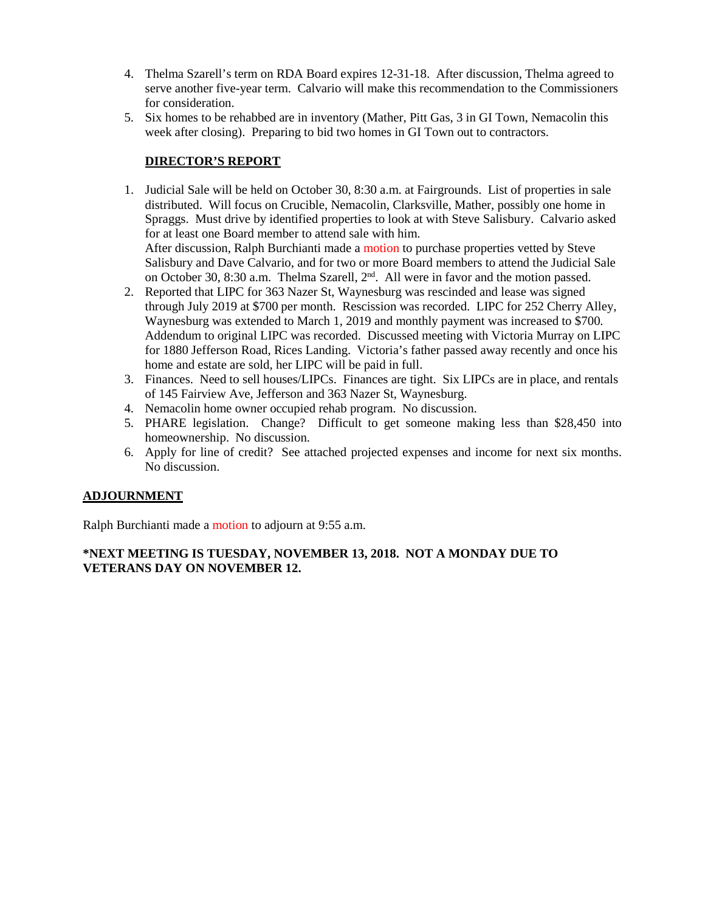4. Thelma Szarell's term on RDA Board expires 12-31-18. After discussion, Thelma agreed to serve another five-year term. Calvario will make this recommendation to the Commissioners for consideration.
5. Six homes to be rehabbed are in inventory (Mather, Pitt Gas, 3 in GI Town, Nemacolin this week after closing). Preparing to bid two homes in GI Town out to contractors.

**DIRECTOR'S REPORT**

1. Judicial Sale will be held on October 30, 8:30 a.m. at Fairgrounds. List of properties in sale distributed. Will focus on Crucible, Nemacolin, Clarksville, Mather, possibly one home in Spraggs. Must drive by identified properties to look at with Steve Salisbury. Calvario asked for at least one Board member to attend sale with him.
   After discussion, Ralph Burchianti made a motion to purchase properties vetted by Steve Salisbury and Dave Calvario, and for two or more Board members to attend the Judicial Sale on October 30, 8:30 a.m. Thelma Szarell, 2nd. All were in favor and the motion passed.
2. Reported that LIPC for 363 Nazer St, Waynesburg was rescinded and lease was signed through July 2019 at $700 per month. Rescission was recorded. LIPC for 252 Cherry Alley, Waynesburg was extended to March 1, 2019 and monthly payment was increased to $700. Addendum to original LIPC was recorded. Discussed meeting with Victoria Murray on LIPC for 1880 Jefferson Road, Rices Landing. Victoria's father passed away recently and once his home and estate are sold, her LIPC will be paid in full.
3. Finances. Need to sell houses/LIPCs. Finances are tight. Six LIPCs are in place, and rentals of 145 Fairview Ave, Jefferson and 363 Nazer St, Waynesburg.
4. Nemacolin home owner occupied rehab program. No discussion.
5. PHARE legislation. Change? Difficult to get someone making less than $28,450 into homeownership. No discussion.
6. Apply for line of credit? See attached projected expenses and income for next six months. No discussion.

**ADJOURNMENT**

Ralph Burchianti made a motion to adjourn at 9:55 a.m.

**\*NEXT MEETING IS TUESDAY, NOVEMBER 13, 2018. NOT A MONDAY DUE TO VETERANS DAY ON NOVEMBER 12.**